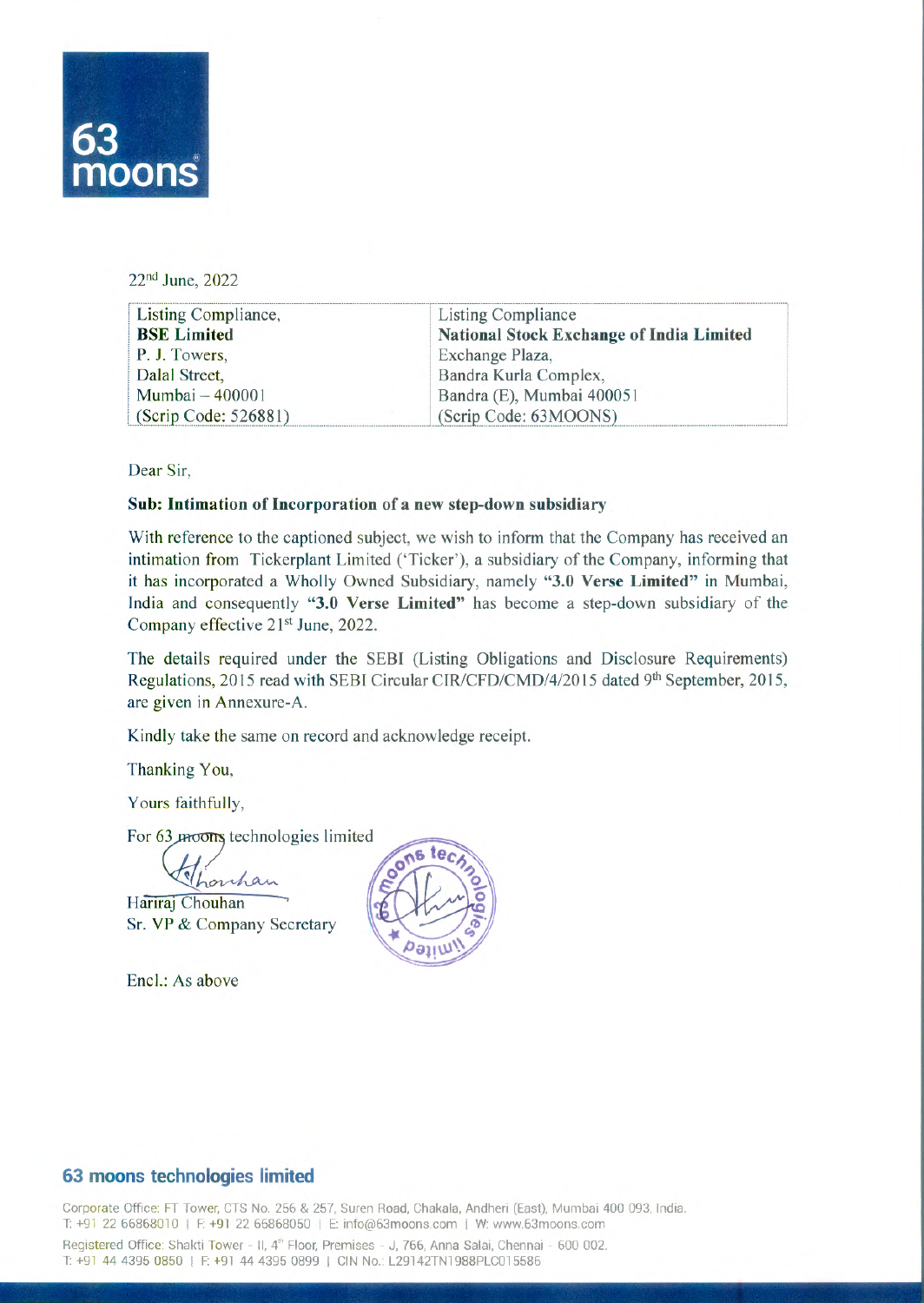63 moons

22nd June, 2022

| Listing Compliance, | Listing Compliance |
|---|---|
| **BSE Limited** | **National Stock Exchange of India Limited** |
| P. J. Towers, | Exchange Plaza, |
| Dalal Street, | Bandra Kurla Complex, |
| Mumbai – 400001 | Bandra (E), Mumbai 400051 |
| (Scrip Code: 526881) | (Scrip Code: 63MOONS) |

Dear Sir,

**Sub: Intimation of Incorporation of a new step-down subsidiary**

With reference to the captioned subject, we wish to inform that the Company has received an intimation from Tickerplant Limited ('Ticker'), a subsidiary of the Company, informing that it has incorporated a Wholly Owned Subsidiary, namely **"3.0 Verse Limited"** in Mumbai, India and consequently **"3.0 Verse Limited"** has become a step-down subsidiary of the Company effective 21st June, 2022.

The details required under the SEBI (Listing Obligations and Disclosure Requirements) Regulations, 2015 read with SEBI Circular CIR/CFD/CMD/4/2015 dated 9th September, 2015, are given in Annexure-A.

Kindly take the same on record and acknowledge receipt.

Thanking You,

Yours faithfully,

For 63 moons technologies limited

Hariraj Chouhan
Sr. VP & Company Secretary

Encl.: As above

**63 moons technologies limited**

Corporate Office: FT Tower, CTS No. 256 & 257, Suren Road, Chakala, Andheri (East), Mumbai 400 093, India.
T: +91 22 66868010 | F: +91 22 66868050 | E: info@63moons.com | W: www.63moons.com

Registered Office: Shakti Tower - II, 4th Floor, Premises - J, 766, Anna Salai, Chennai - 600 002.
T: +91 44 4395 0850 | F: +91 44 4395 0899 | CIN No.: L29142TN1988PLC015586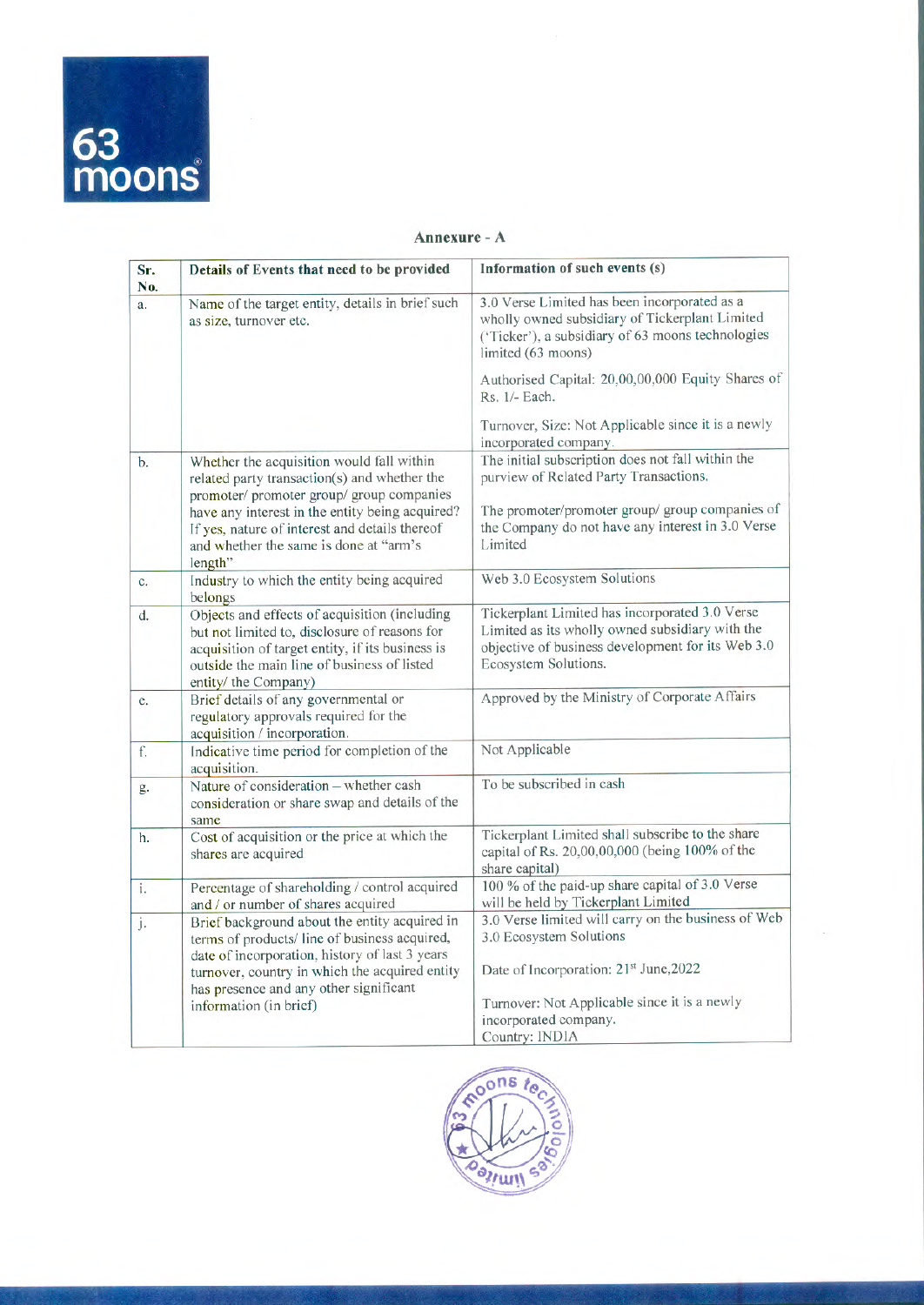## Annexure - A

| Sr. No. | Details of Events that need to be provided | Information of such events (s) |
|---|---|---|
| a. | Name of the target entity, details in brief such as size, turnover etc. | 3.0 Verse Limited has been incorporated as a wholly owned subsidiary of Tickerplant Limited ('Ticker'), a subsidiary of 63 moons technologies limited (63 moons)<br><br>Authorised Capital: 20,00,00,000 Equity Shares of Rs. 1/- Each.<br><br>Turnover, Size: Not Applicable since it is a newly incorporated company. |
| b. | Whether the acquisition would fall within related party transaction(s) and whether the promoter/ promoter group/ group companies have any interest in the entity being acquired? If yes, nature of interest and details thereof and whether the same is done at "arm's length" | The initial subscription does not fall within the purview of Related Party Transactions.<br><br>The promoter/promoter group/ group companies of the Company do not have any interest in 3.0 Verse Limited |
| c. | Industry to which the entity being acquired belongs | Web 3.0 Ecosystem Solutions |
| d. | Objects and effects of acquisition (including but not limited to, disclosure of reasons for acquisition of target entity, if its business is outside the main line of business of listed entity/ the Company) | Tickerplant Limited has incorporated 3.0 Verse Limited as its wholly owned subsidiary with the objective of business development for its Web 3.0 Ecosystem Solutions. |
| e. | Brief details of any governmental or regulatory approvals required for the acquisition / incorporation. | Approved by the Ministry of Corporate Affairs |
| f. | Indicative time period for completion of the acquisition. | Not Applicable |
| g. | Nature of consideration – whether cash consideration or share swap and details of the same | To be subscribed in cash |
| h. | Cost of acquisition or the price at which the shares are acquired | Tickerplant Limited shall subscribe to the share capital of Rs. 20,00,00,000 (being 100% of the share capital) |
| i. | Percentage of shareholding / control acquired and / or number of shares acquired | 100 % of the paid-up share capital of 3.0 Verse will be held by Tickerplant Limited |
| j. | Brief background about the entity acquired in terms of products/ line of business acquired, date of incorporation, history of last 3 years turnover, country in which the acquired entity has presence and any other significant information (in brief) | 3.0 Verse limited will carry on the business of Web 3.0 Ecosystem Solutions<br><br>Date of Incorporation: 21st June,2022<br><br>Turnover: Not Applicable since it is a newly incorporated company.<br>Country: INDIA |